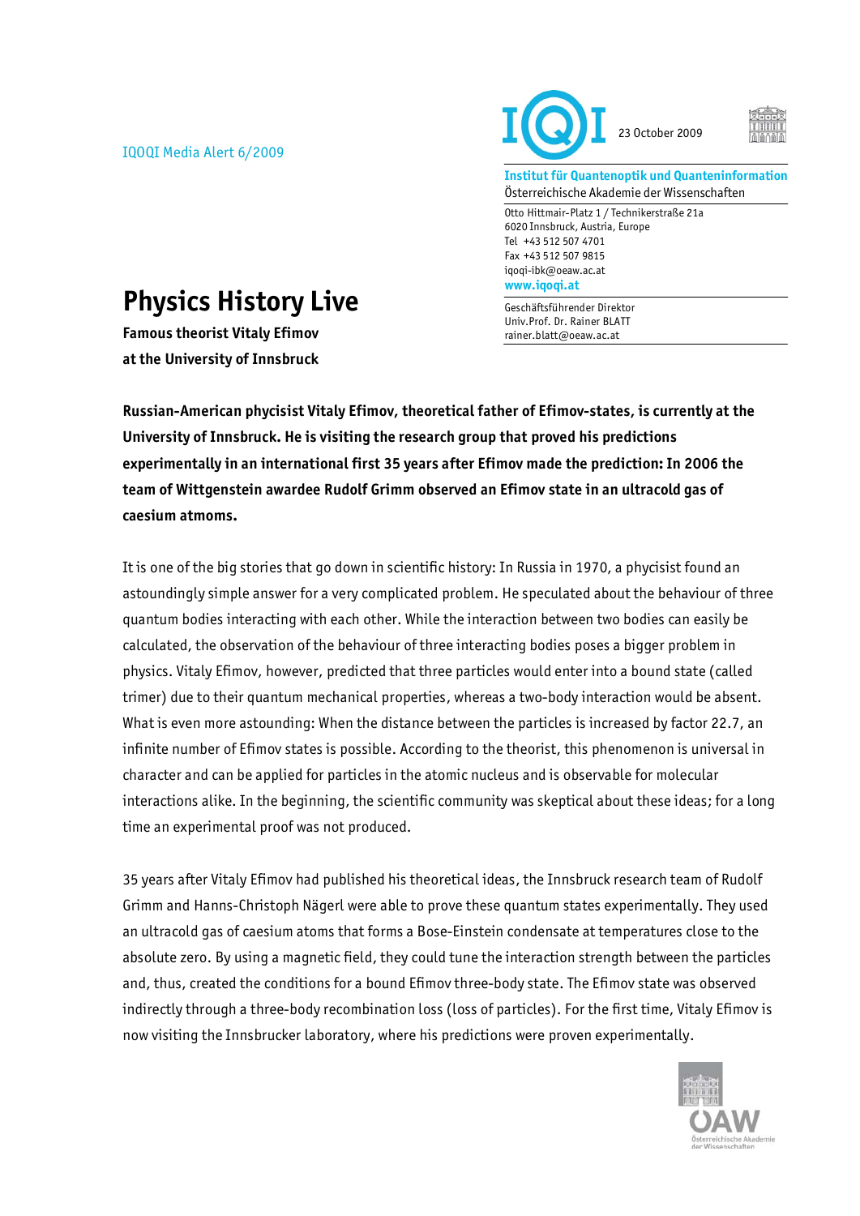IQOQI Media Alert 6/2009

23 October 2009

**Institut für Quantenoptik und Quanteninformation**
Österreichische Akademie der Wissenschaften

Otto Hittmair-Platz 1 / Technikerstraße 21a
6020 Innsbruck, Austria, Europe
Tel +43 512 507 4701
Fax +43 512 507 9815
iqoqi-ibk@oeaw.ac.at
**www.iqoqi.at**

Geschäftsführender Direktor
Univ.Prof. Dr. Rainer BLATT
rainer.blatt@oeaw.ac.at

# Physics History Live

**Famous theorist Vitaly Efimov at the University of Innsbruck**

**Russian-American phycisist Vitaly Efimov, theoretical father of Efimov-states, is currently at the University of Innsbruck. He is visiting the research group that proved his predictions experimentally in an international first 35 years after Efimov made the prediction: In 2006 the team of Wittgenstein awardee Rudolf Grimm observed an Efimov state in an ultracold gas of caesium atmoms.**

It is one of the big stories that go down in scientific history: In Russia in 1970, a phycisist found an astoundingly simple answer for a very complicated problem. He speculated about the behaviour of three quantum bodies interacting with each other. While the interaction between two bodies can easily be calculated, the observation of the behaviour of three interacting bodies poses a bigger problem in physics. Vitaly Efimov, however, predicted that three particles would enter into a bound state (called trimer) due to their quantum mechanical properties, whereas a two-body interaction would be absent. What is even more astounding: When the distance between the particles is increased by factor 22.7, an infinite number of Efimov states is possible. According to the theorist, this phenomenon is universal in character and can be applied for particles in the atomic nucleus and is observable for molecular interactions alike. In the beginning, the scientific community was skeptical about these ideas; for a long time an experimental proof was not produced.

35 years after Vitaly Efimov had published his theoretical ideas, the Innsbruck research team of Rudolf Grimm and Hanns-Christoph Nägerl were able to prove these quantum states experimentally. They used an ultracold gas of caesium atoms that forms a Bose-Einstein condensate at temperatures close to the absolute zero. By using a magnetic field, they could tune the interaction strength between the particles and, thus, created the conditions for a bound Efimov three-body state. The Efimov state was observed indirectly through a three-body recombination loss (loss of particles). For the first time, Vitaly Efimov is now visiting the Innsbrucker laboratory, where his predictions were proven experimentally.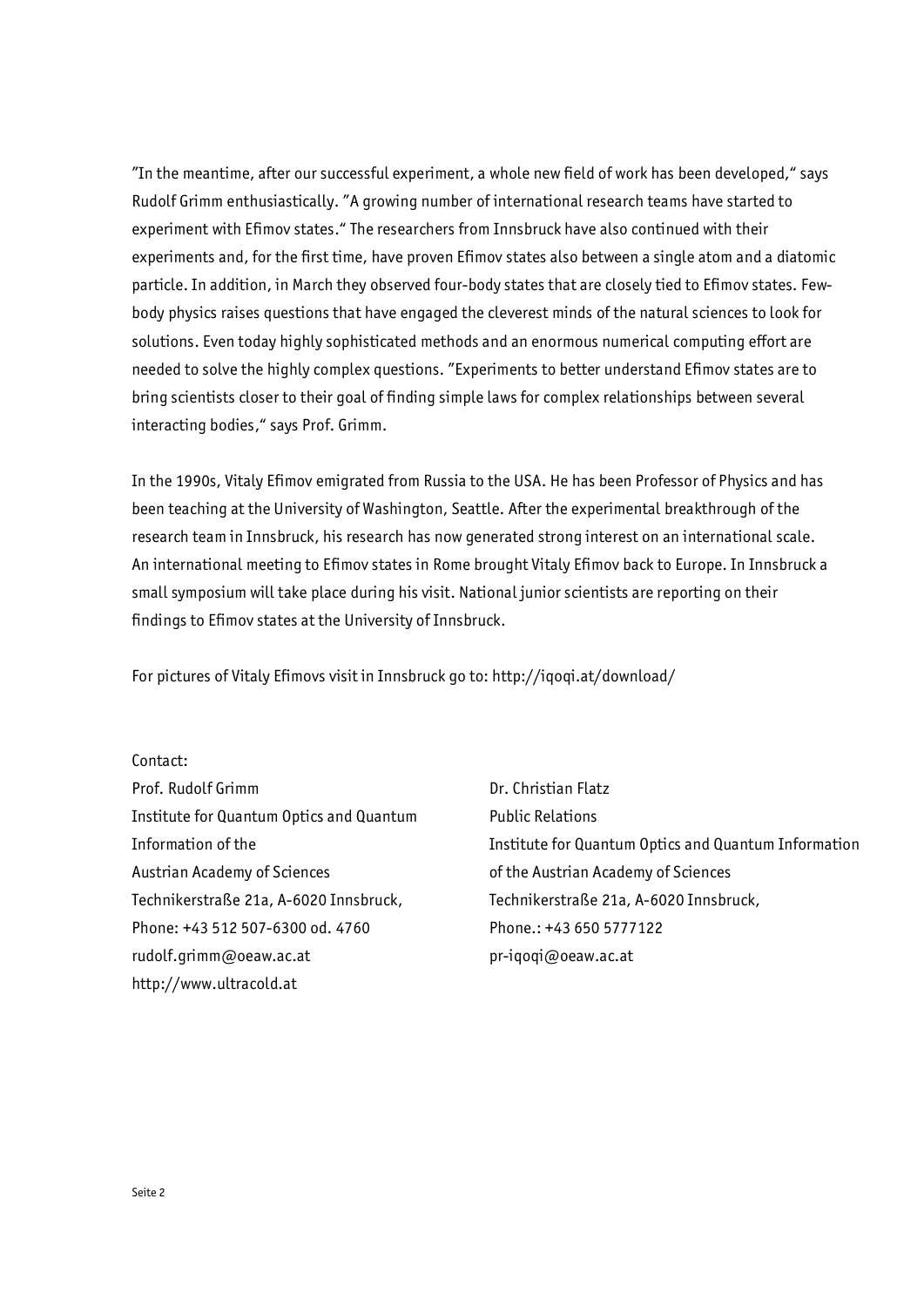"In the meantime, after our successful experiment, a whole new field of work has been developed," says Rudolf Grimm enthusiastically. "A growing number of international research teams have started to experiment with Efimov states." The researchers from Innsbruck have also continued with their experiments and, for the first time, have proven Efimov states also between a single atom and a diatomic particle. In addition, in March they observed four-body states that are closely tied to Efimov states. Few-body physics raises questions that have engaged the cleverest minds of the natural sciences to look for solutions. Even today highly sophisticated methods and an enormous numerical computing effort are needed to solve the highly complex questions. "Experiments to better understand Efimov states are to bring scientists closer to their goal of finding simple laws for complex relationships between several interacting bodies," says Prof. Grimm.

In the 1990s, Vitaly Efimov emigrated from Russia to the USA. He has been Professor of Physics and has been teaching at the University of Washington, Seattle. After the experimental breakthrough of the research team in Innsbruck, his research has now generated strong interest on an international scale. An international meeting to Efimov states in Rome brought Vitaly Efimov back to Europe. In Innsbruck a small symposium will take place during his visit. National junior scientists are reporting on their findings to Efimov states at the University of Innsbruck.

For pictures of Vitaly Efimovs visit in Innsbruck go to: http://iqoqi.at/download/

Contact:

Prof. Rudolf Grimm
Institute for Quantum Optics and Quantum Information of the
Austrian Academy of Sciences
Technikerstraße 21a, A-6020 Innsbruck,
Phone: +43 512 507-6300 od. 4760
rudolf.grimm@oeaw.ac.at
http://www.ultracold.at

Dr. Christian Flatz
Public Relations
Institute for Quantum Optics and Quantum Information
of the Austrian Academy of Sciences
Technikerstraße 21a, A-6020 Innsbruck,
Phone.: +43 650 5777122
pr-iqoqi@oeaw.ac.at